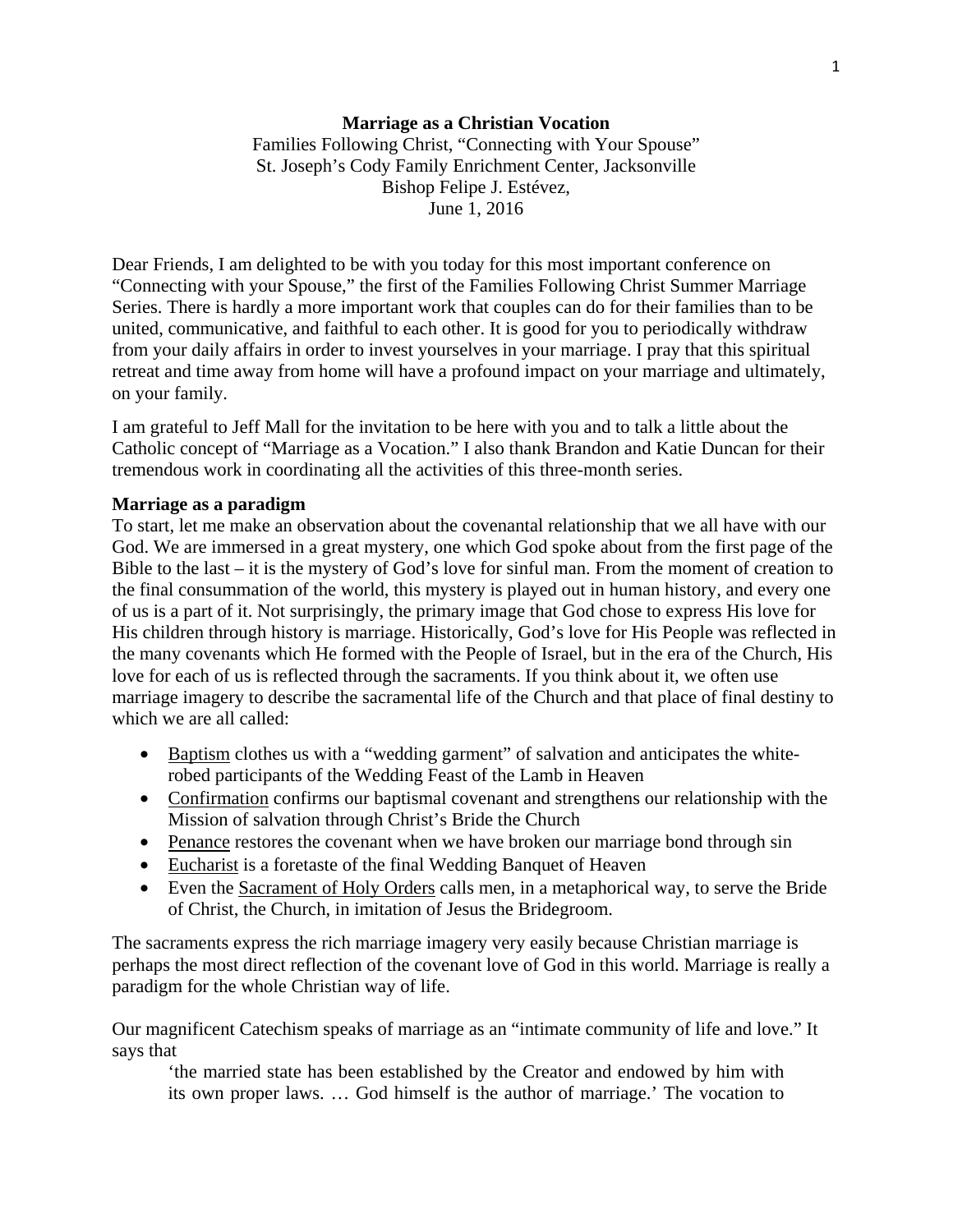**Marriage as a Christian Vocation**

Families Following Christ, "Connecting with Your Spouse"
St. Joseph's Cody Family Enrichment Center, Jacksonville
Bishop Felipe J. Estévez,
June 1, 2016

Dear Friends, I am delighted to be with you today for this most important conference on "Connecting with your Spouse," the first of the Families Following Christ Summer Marriage Series. There is hardly a more important work that couples can do for their families than to be united, communicative, and faithful to each other. It is good for you to periodically withdraw from your daily affairs in order to invest yourselves in your marriage. I pray that this spiritual retreat and time away from home will have a profound impact on your marriage and ultimately, on your family.

I am grateful to Jeff Mall for the invitation to be here with you and to talk a little about the Catholic concept of "Marriage as a Vocation." I also thank Brandon and Katie Duncan for their tremendous work in coordinating all the activities of this three-month series.

**Marriage as a paradigm**

To start, let me make an observation about the covenantal relationship that we all have with our God. We are immersed in a great mystery, one which God spoke about from the first page of the Bible to the last – it is the mystery of God's love for sinful man. From the moment of creation to the final consummation of the world, this mystery is played out in human history, and every one of us is a part of it. Not surprisingly, the primary image that God chose to express His love for His children through history is marriage. Historically, God's love for His People was reflected in the many covenants which He formed with the People of Israel, but in the era of the Church, His love for each of us is reflected through the sacraments. If you think about it, we often use marriage imagery to describe the sacramental life of the Church and that place of final destiny to which we are all called:

- <u>Baptism</u> clothes us with a "wedding garment" of salvation and anticipates the white-robed participants of the Wedding Feast of the Lamb in Heaven
- <u>Confirmation</u> confirms our baptismal covenant and strengthens our relationship with the Mission of salvation through Christ's Bride the Church
- <u>Penance</u> restores the covenant when we have broken our marriage bond through sin
- <u>Eucharist</u> is a foretaste of the final Wedding Banquet of Heaven
- Even the <u>Sacrament of Holy Orders</u> calls men, in a metaphorical way, to serve the Bride of Christ, the Church, in imitation of Jesus the Bridegroom.

The sacraments express the rich marriage imagery very easily because Christian marriage is perhaps the most direct reflection of the covenant love of God in this world. Marriage is really a paradigm for the whole Christian way of life.

Our magnificent Catechism speaks of marriage as an "intimate community of life and love." It says that

> 'the married state has been established by the Creator and endowed by him with its own proper laws. … God himself is the author of marriage.' The vocation to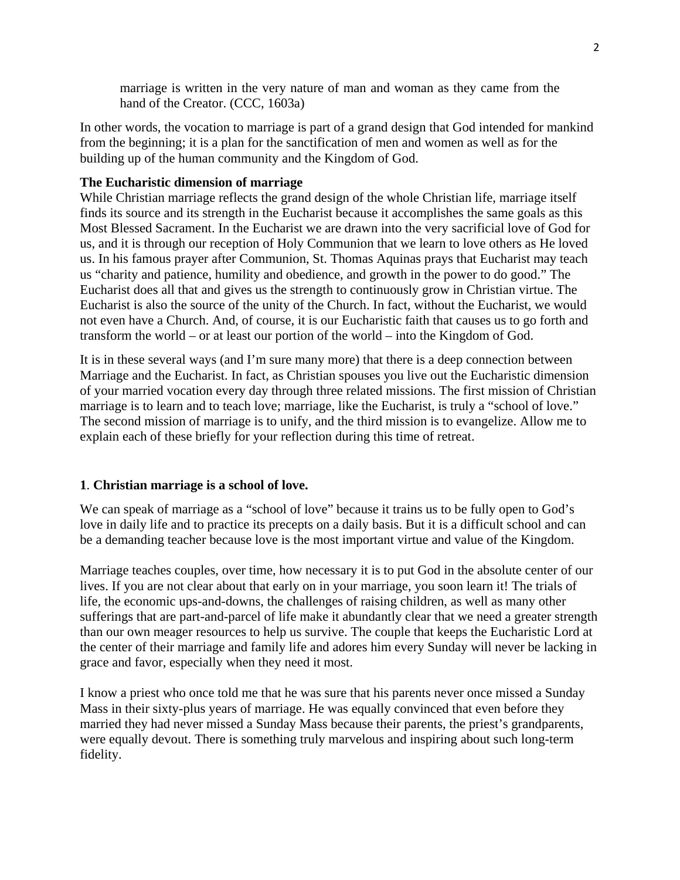> marriage is written in the very nature of man and woman as they came from the hand of the Creator. (CCC, 1603a)

In other words, the vocation to marriage is part of a grand design that God intended for mankind from the beginning; it is a plan for the sanctification of men and women as well as for the building up of the human community and the Kingdom of God.

**The Eucharistic dimension of marriage**

While Christian marriage reflects the grand design of the whole Christian life, marriage itself finds its source and its strength in the Eucharist because it accomplishes the same goals as this Most Blessed Sacrament. In the Eucharist we are drawn into the very sacrificial love of God for us, and it is through our reception of Holy Communion that we learn to love others as He loved us. In his famous prayer after Communion, St. Thomas Aquinas prays that Eucharist may teach us "charity and patience, humility and obedience, and growth in the power to do good." The Eucharist does all that and gives us the strength to continuously grow in Christian virtue. The Eucharist is also the source of the unity of the Church. In fact, without the Eucharist, we would not even have a Church. And, of course, it is our Eucharistic faith that causes us to go forth and transform the world – or at least our portion of the world – into the Kingdom of God.

It is in these several ways (and I'm sure many more) that there is a deep connection between Marriage and the Eucharist. In fact, as Christian spouses you live out the Eucharistic dimension of your married vocation every day through three related missions. The first mission of Christian marriage is to learn and to teach love; marriage, like the Eucharist, is truly a "school of love." The second mission of marriage is to unify, and the third mission is to evangelize. Allow me to explain each of these briefly for your reflection during this time of retreat.

**1**. **Christian marriage is a school of love.**

We can speak of marriage as a "school of love" because it trains us to be fully open to God's love in daily life and to practice its precepts on a daily basis. But it is a difficult school and can be a demanding teacher because love is the most important virtue and value of the Kingdom.

Marriage teaches couples, over time, how necessary it is to put God in the absolute center of our lives. If you are not clear about that early on in your marriage, you soon learn it! The trials of life, the economic ups-and-downs, the challenges of raising children, as well as many other sufferings that are part-and-parcel of life make it abundantly clear that we need a greater strength than our own meager resources to help us survive. The couple that keeps the Eucharistic Lord at the center of their marriage and family life and adores him every Sunday will never be lacking in grace and favor, especially when they need it most.

I know a priest who once told me that he was sure that his parents never once missed a Sunday Mass in their sixty-plus years of marriage. He was equally convinced that even before they married they had never missed a Sunday Mass because their parents, the priest's grandparents, were equally devout. There is something truly marvelous and inspiring about such long-term fidelity.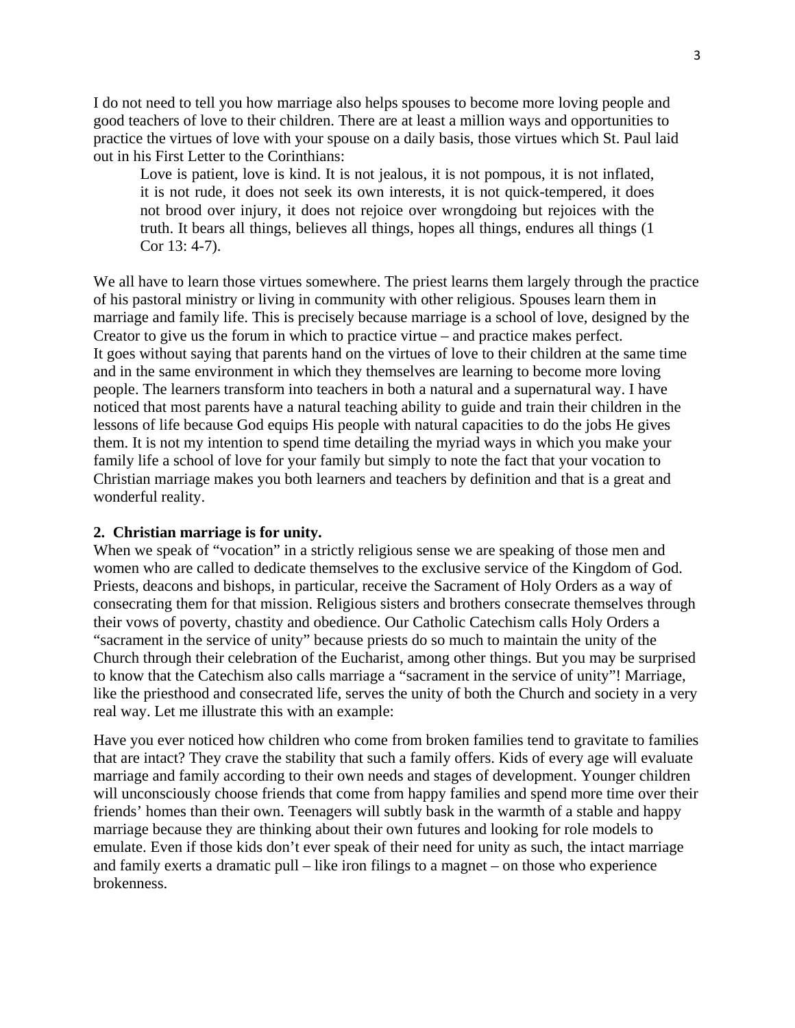I do not need to tell you how marriage also helps spouses to become more loving people and good teachers of love to their children. There are at least a million ways and opportunities to practice the virtues of love with your spouse on a daily basis, those virtues which St. Paul laid out in his First Letter to the Corinthians:

> Love is patient, love is kind. It is not jealous, it is not pompous, it is not inflated, it is not rude, it does not seek its own interests, it is not quick-tempered, it does not brood over injury, it does not rejoice over wrongdoing but rejoices with the truth. It bears all things, believes all things, hopes all things, endures all things (1 Cor 13: 4-7).

We all have to learn those virtues somewhere. The priest learns them largely through the practice of his pastoral ministry or living in community with other religious. Spouses learn them in marriage and family life. This is precisely because marriage is a school of love, designed by the Creator to give us the forum in which to practice virtue – and practice makes perfect.
It goes without saying that parents hand on the virtues of love to their children at the same time and in the same environment in which they themselves are learning to become more loving people. The learners transform into teachers in both a natural and a supernatural way. I have noticed that most parents have a natural teaching ability to guide and train their children in the lessons of life because God equips His people with natural capacities to do the jobs He gives them. It is not my intention to spend time detailing the myriad ways in which you make your family life a school of love for your family but simply to note the fact that your vocation to Christian marriage makes you both learners and teachers by definition and that is a great and wonderful reality.

**2. Christian marriage is for unity.**

When we speak of "vocation" in a strictly religious sense we are speaking of those men and women who are called to dedicate themselves to the exclusive service of the Kingdom of God. Priests, deacons and bishops, in particular, receive the Sacrament of Holy Orders as a way of consecrating them for that mission. Religious sisters and brothers consecrate themselves through their vows of poverty, chastity and obedience. Our Catholic Catechism calls Holy Orders a "sacrament in the service of unity" because priests do so much to maintain the unity of the Church through their celebration of the Eucharist, among other things. But you may be surprised to know that the Catechism also calls marriage a "sacrament in the service of unity"! Marriage, like the priesthood and consecrated life, serves the unity of both the Church and society in a very real way. Let me illustrate this with an example:

Have you ever noticed how children who come from broken families tend to gravitate to families that are intact? They crave the stability that such a family offers. Kids of every age will evaluate marriage and family according to their own needs and stages of development. Younger children will unconsciously choose friends that come from happy families and spend more time over their friends' homes than their own. Teenagers will subtly bask in the warmth of a stable and happy marriage because they are thinking about their own futures and looking for role models to emulate. Even if those kids don't ever speak of their need for unity as such, the intact marriage and family exerts a dramatic pull – like iron filings to a magnet – on those who experience brokenness.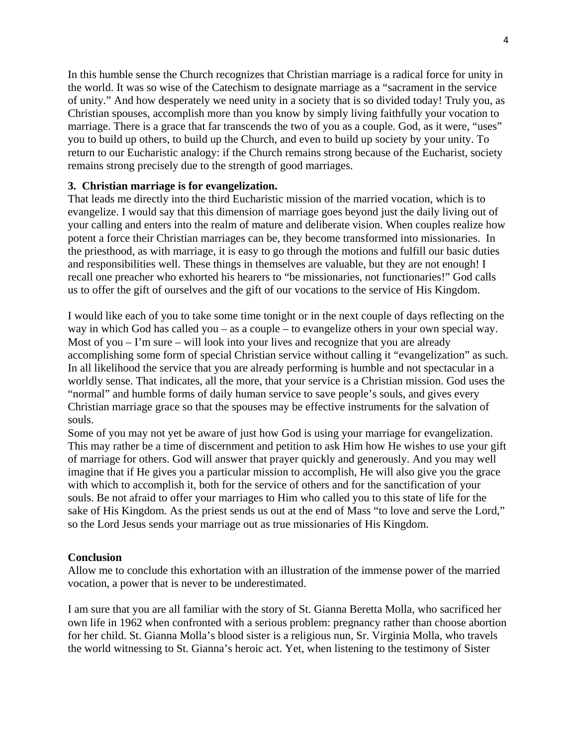In this humble sense the Church recognizes that Christian marriage is a radical force for unity in the world. It was so wise of the Catechism to designate marriage as a "sacrament in the service of unity." And how desperately we need unity in a society that is so divided today! Truly you, as Christian spouses, accomplish more than you know by simply living faithfully your vocation to marriage. There is a grace that far transcends the two of you as a couple. God, as it were, "uses" you to build up others, to build up the Church, and even to build up society by your unity. To return to our Eucharistic analogy: if the Church remains strong because of the Eucharist, society remains strong precisely due to the strength of good marriages.

**3. Christian marriage is for evangelization.**

That leads me directly into the third Eucharistic mission of the married vocation, which is to evangelize. I would say that this dimension of marriage goes beyond just the daily living out of your calling and enters into the realm of mature and deliberate vision. When couples realize how potent a force their Christian marriages can be, they become transformed into missionaries. In the priesthood, as with marriage, it is easy to go through the motions and fulfill our basic duties and responsibilities well. These things in themselves are valuable, but they are not enough! I recall one preacher who exhorted his hearers to "be missionaries, not functionaries!" God calls us to offer the gift of ourselves and the gift of our vocations to the service of His Kingdom.

I would like each of you to take some time tonight or in the next couple of days reflecting on the way in which God has called you – as a couple – to evangelize others in your own special way. Most of you – I'm sure – will look into your lives and recognize that you are already accomplishing some form of special Christian service without calling it "evangelization" as such. In all likelihood the service that you are already performing is humble and not spectacular in a worldly sense. That indicates, all the more, that your service is a Christian mission. God uses the "normal" and humble forms of daily human service to save people's souls, and gives every Christian marriage grace so that the spouses may be effective instruments for the salvation of souls.

Some of you may not yet be aware of just how God is using your marriage for evangelization. This may rather be a time of discernment and petition to ask Him how He wishes to use your gift of marriage for others. God will answer that prayer quickly and generously. And you may well imagine that if He gives you a particular mission to accomplish, He will also give you the grace with which to accomplish it, both for the service of others and for the sanctification of your souls. Be not afraid to offer your marriages to Him who called you to this state of life for the sake of His Kingdom. As the priest sends us out at the end of Mass "to love and serve the Lord," so the Lord Jesus sends your marriage out as true missionaries of His Kingdom.

**Conclusion**

Allow me to conclude this exhortation with an illustration of the immense power of the married vocation, a power that is never to be underestimated.

I am sure that you are all familiar with the story of St. Gianna Beretta Molla, who sacrificed her own life in 1962 when confronted with a serious problem: pregnancy rather than choose abortion for her child. St. Gianna Molla's blood sister is a religious nun, Sr. Virginia Molla, who travels the world witnessing to St. Gianna's heroic act. Yet, when listening to the testimony of Sister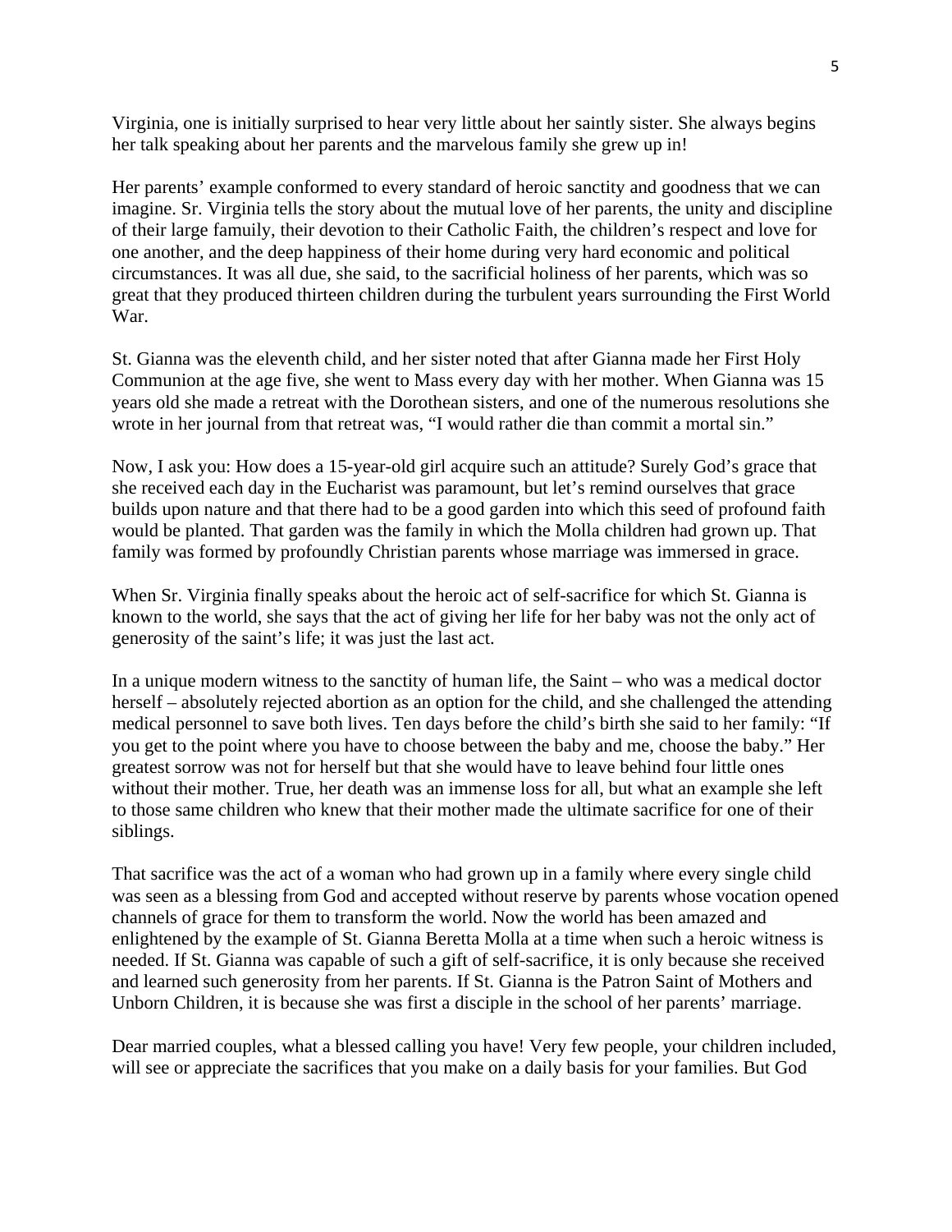Virginia, one is initially surprised to hear very little about her saintly sister. She always begins her talk speaking about her parents and the marvelous family she grew up in!

Her parents' example conformed to every standard of heroic sanctity and goodness that we can imagine. Sr. Virginia tells the story about the mutual love of her parents, the unity and discipline of their large famuily, their devotion to their Catholic Faith, the children's respect and love for one another, and the deep happiness of their home during very hard economic and political circumstances. It was all due, she said, to the sacrificial holiness of her parents, which was so great that they produced thirteen children during the turbulent years surrounding the First World War.

St. Gianna was the eleventh child, and her sister noted that after Gianna made her First Holy Communion at the age five, she went to Mass every day with her mother. When Gianna was 15 years old she made a retreat with the Dorothean sisters, and one of the numerous resolutions she wrote in her journal from that retreat was, "I would rather die than commit a mortal sin."

Now, I ask you: How does a 15-year-old girl acquire such an attitude? Surely God's grace that she received each day in the Eucharist was paramount, but let's remind ourselves that grace builds upon nature and that there had to be a good garden into which this seed of profound faith would be planted. That garden was the family in which the Molla children had grown up. That family was formed by profoundly Christian parents whose marriage was immersed in grace.

When Sr. Virginia finally speaks about the heroic act of self-sacrifice for which St. Gianna is known to the world, she says that the act of giving her life for her baby was not the only act of generosity of the saint's life; it was just the last act.

In a unique modern witness to the sanctity of human life, the Saint – who was a medical doctor herself – absolutely rejected abortion as an option for the child, and she challenged the attending medical personnel to save both lives. Ten days before the child's birth she said to her family: "If you get to the point where you have to choose between the baby and me, choose the baby." Her greatest sorrow was not for herself but that she would have to leave behind four little ones without their mother. True, her death was an immense loss for all, but what an example she left to those same children who knew that their mother made the ultimate sacrifice for one of their siblings.

That sacrifice was the act of a woman who had grown up in a family where every single child was seen as a blessing from God and accepted without reserve by parents whose vocation opened channels of grace for them to transform the world. Now the world has been amazed and enlightened by the example of St. Gianna Beretta Molla at a time when such a heroic witness is needed. If St. Gianna was capable of such a gift of self-sacrifice, it is only because she received and learned such generosity from her parents. If St. Gianna is the Patron Saint of Mothers and Unborn Children, it is because she was first a disciple in the school of her parents' marriage.

Dear married couples, what a blessed calling you have! Very few people, your children included, will see or appreciate the sacrifices that you make on a daily basis for your families. But God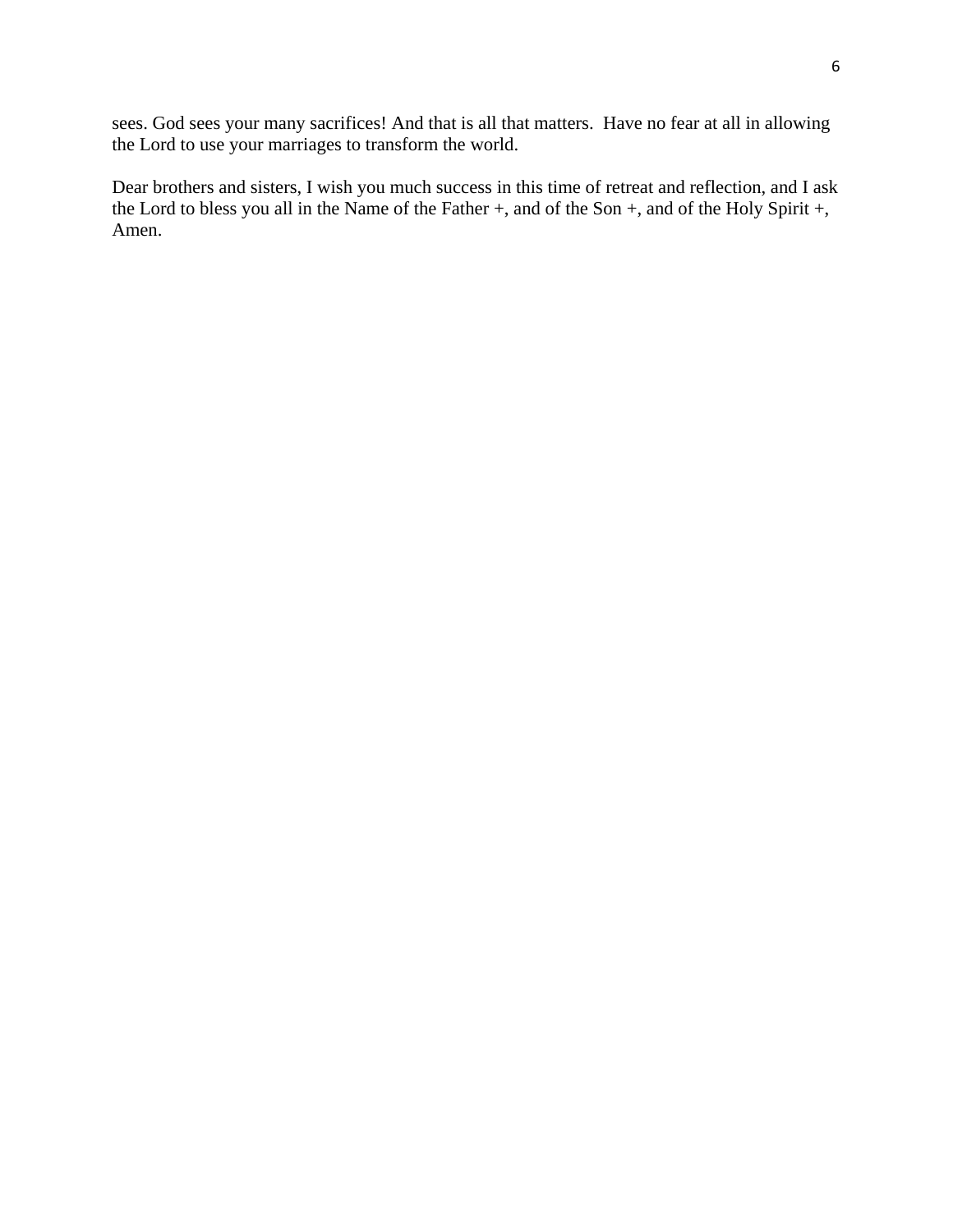sees. God sees your many sacrifices! And that is all that matters. Have no fear at all in allowing the Lord to use your marriages to transform the world.

Dear brothers and sisters, I wish you much success in this time of retreat and reflection, and I ask the Lord to bless you all in the Name of the Father +, and of the Son +, and of the Holy Spirit +, Amen.